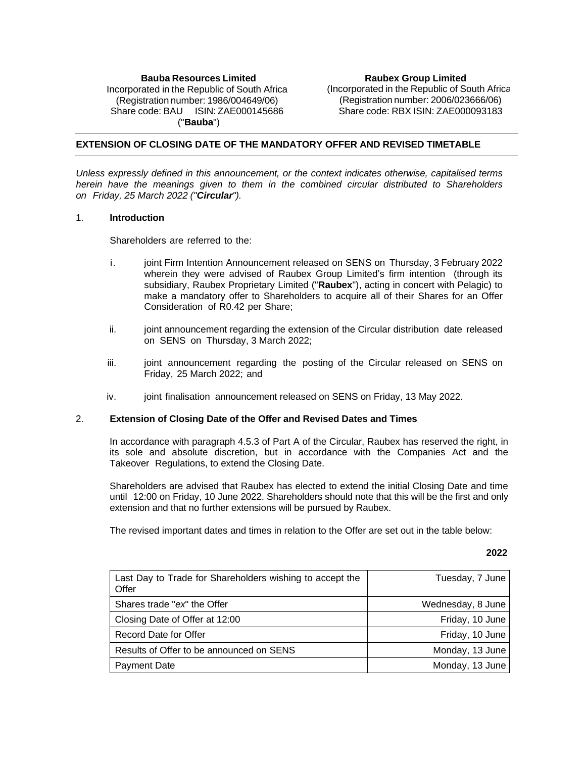**Bauba Resources Limited**
Incorporated in the Republic of South Africa
(Registration number: 1986/004649/06)
Share code: BAU ISIN: ZAE000145686
("**Bauba**")

**Raubex Group Limited**
(Incorporated in the Republic of South Africa
(Registration number: 2006/023666/06)
Share code: RBX ISIN: ZAE000093183

## EXTENSION OF CLOSING DATE OF THE MANDATORY OFFER AND REVISED TIMETABLE

*Unless expressly defined in this announcement, or the context indicates otherwise, capitalised terms herein have the meanings given to them in the combined circular distributed to Shareholders on Friday, 25 March 2022 ("**Circular**").*

### 1. Introduction

Shareholders are referred to the:

i. joint Firm Intention Announcement released on SENS on Thursday, 3 February 2022 wherein they were advised of Raubex Group Limited's firm intention (through its subsidiary, Raubex Proprietary Limited ("**Raubex**"), acting in concert with Pelagic) to make a mandatory offer to Shareholders to acquire all of their Shares for an Offer Consideration of R0.42 per Share;

ii. joint announcement regarding the extension of the Circular distribution date released on SENS on Thursday, 3 March 2022;

iii. joint announcement regarding the posting of the Circular released on SENS on Friday, 25 March 2022; and

iv. joint finalisation announcement released on SENS on Friday, 13 May 2022.

### 2. Extension of Closing Date of the Offer and Revised Dates and Times

In accordance with paragraph 4.5.3 of Part A of the Circular, Raubex has reserved the right, in its sole and absolute discretion, but in accordance with the Companies Act and the Takeover Regulations, to extend the Closing Date.

Shareholders are advised that Raubex has elected to extend the initial Closing Date and time until 12:00 on Friday, 10 June 2022. Shareholders should note that this will be the first and only extension and that no further extensions will be pursued by Raubex.

The revised important dates and times in relation to the Offer are set out in the table below:

| | **2022** |
|---|---|
| Last Day to Trade for Shareholders wishing to accept the Offer | Tuesday, 7 June |
| Shares trade "*ex*" the Offer | Wednesday, 8 June |
| Closing Date of Offer at 12:00 | Friday, 10 June |
| Record Date for Offer | Friday, 10 June |
| Results of Offer to be announced on SENS | Monday, 13 June |
| Payment Date | Monday, 13 June |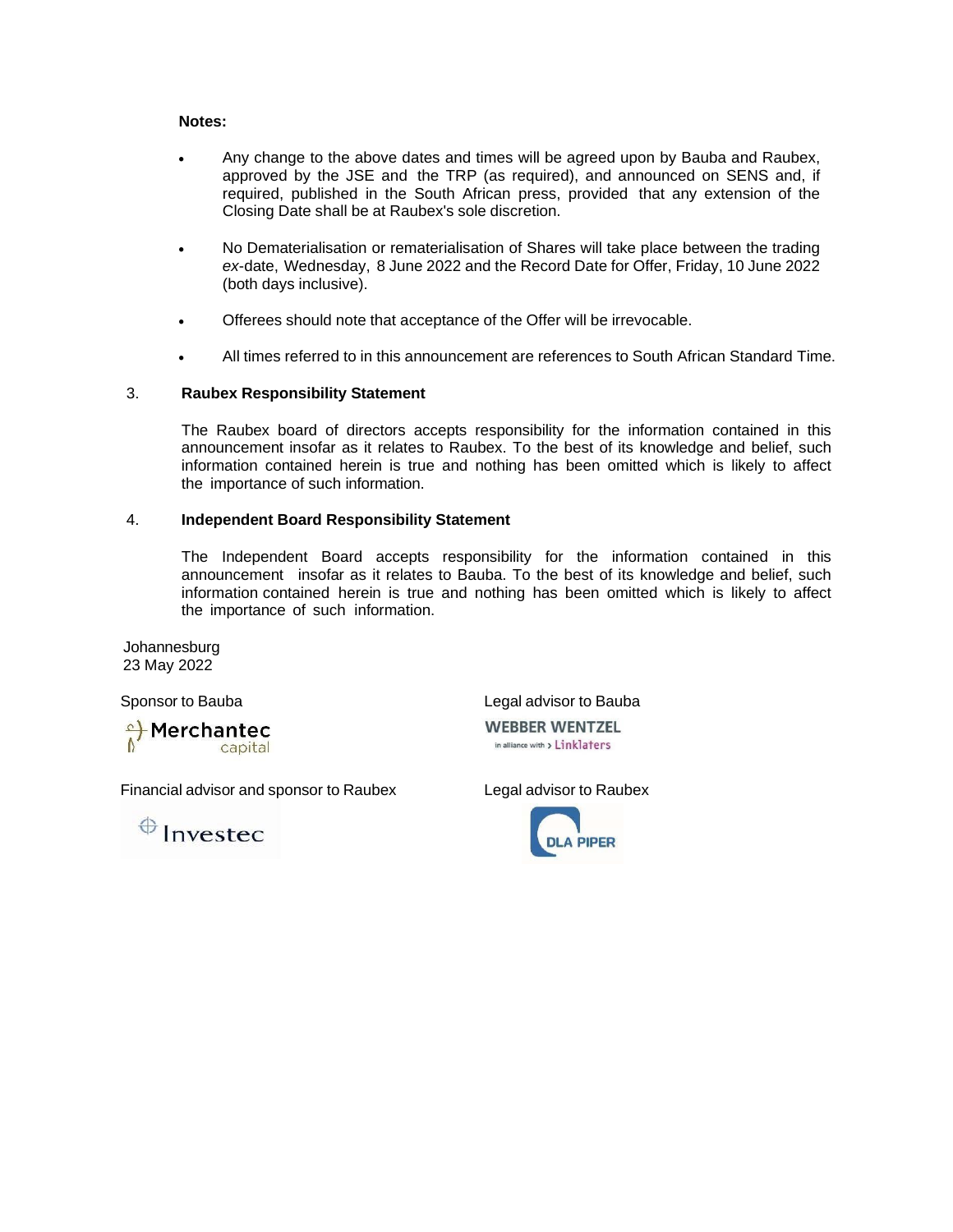**Notes:**

- Any change to the above dates and times will be agreed upon by Bauba and Raubex, approved by the JSE and the TRP (as required), and announced on SENS and, if required, published in the South African press, provided that any extension of the Closing Date shall be at Raubex's sole discretion.
- No Dematerialisation or rematerialisation of Shares will take place between the trading *ex*-date, Wednesday, 8 June 2022 and the Record Date for Offer, Friday, 10 June 2022 (both days inclusive).
- Offerees should note that acceptance of the Offer will be irrevocable.
- All times referred to in this announcement are references to South African Standard Time.

3. **Raubex Responsibility Statement**

The Raubex board of directors accepts responsibility for the information contained in this announcement insofar as it relates to Raubex. To the best of its knowledge and belief, such information contained herein is true and nothing has been omitted which is likely to affect the importance of such information.

4. **Independent Board Responsibility Statement**

The Independent Board accepts responsibility for the information contained in this announcement insofar as it relates to Bauba. To the best of its knowledge and belief, such information contained herein is true and nothing has been omitted which is likely to affect the importance of such information.

Johannesburg
23 May 2022

Sponsor to Bauba

Merchantec capital

Legal advisor to Bauba

WEBBER WENTZEL in alliance with Linklaters

Financial advisor and sponsor to Raubex

Investec

Legal advisor to Raubex

DLA PIPER